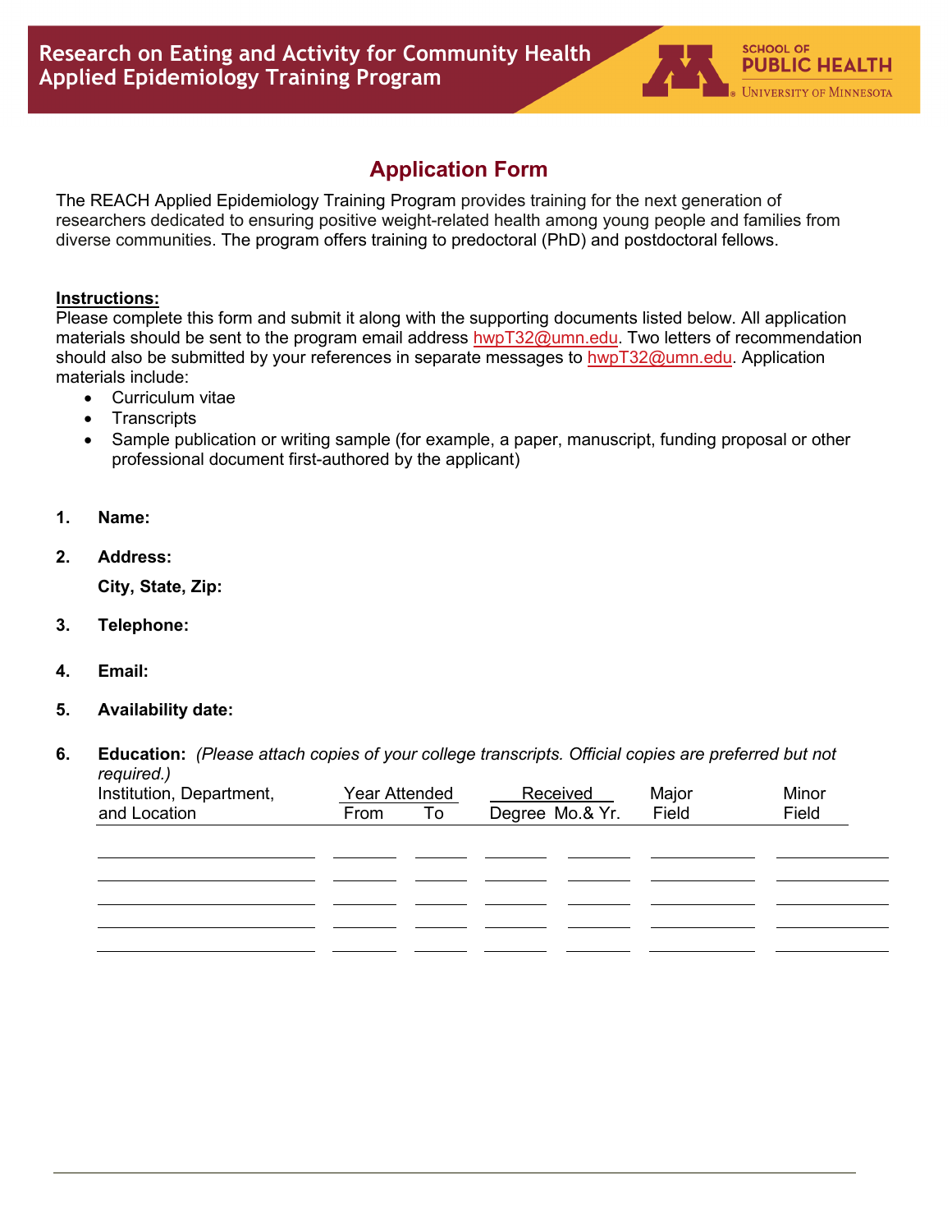# Research on Eating and Activity for Community Health Applied Epidemiology Training Program

SCHOOL OF PUBLIC HEALTH
UNIVERSITY OF MINNESOTA

## Application Form

The REACH Applied Epidemiology Training Program provides training for the next generation of researchers dedicated to ensuring positive weight-related health among young people and families from diverse communities. The program offers training to predoctoral (PhD) and postdoctoral fellows.

**Instructions:**

Please complete this form and submit it along with the supporting documents listed below. All application materials should be sent to the program email address hwpT32@umn.edu. Two letters of recommendation should also be submitted by your references in separate messages to hwpT32@umn.edu. Application materials include:

- Curriculum vitae
- Transcripts
- Sample publication or writing sample (for example, a paper, manuscript, funding proposal or other professional document first-authored by the applicant)

1. **Name:**
2. **Address:**

   **City, State, Zip:**
3. **Telephone:**
4. **Email:**
5. **Availability date:**
6. **Education:** *(Please attach copies of your college transcripts. Official copies are preferred but not required.)*

| Institution, Department, and Location | Year Attended | | Received | | Major Field | Minor Field |
|---|---|---|---|---|---|---|
| | From | To | Degree | Mo.& Yr. | | |
| | | | | | | |
| | | | | | | |
| | | | | | | |
| | | | | | | |
| | | | | | | |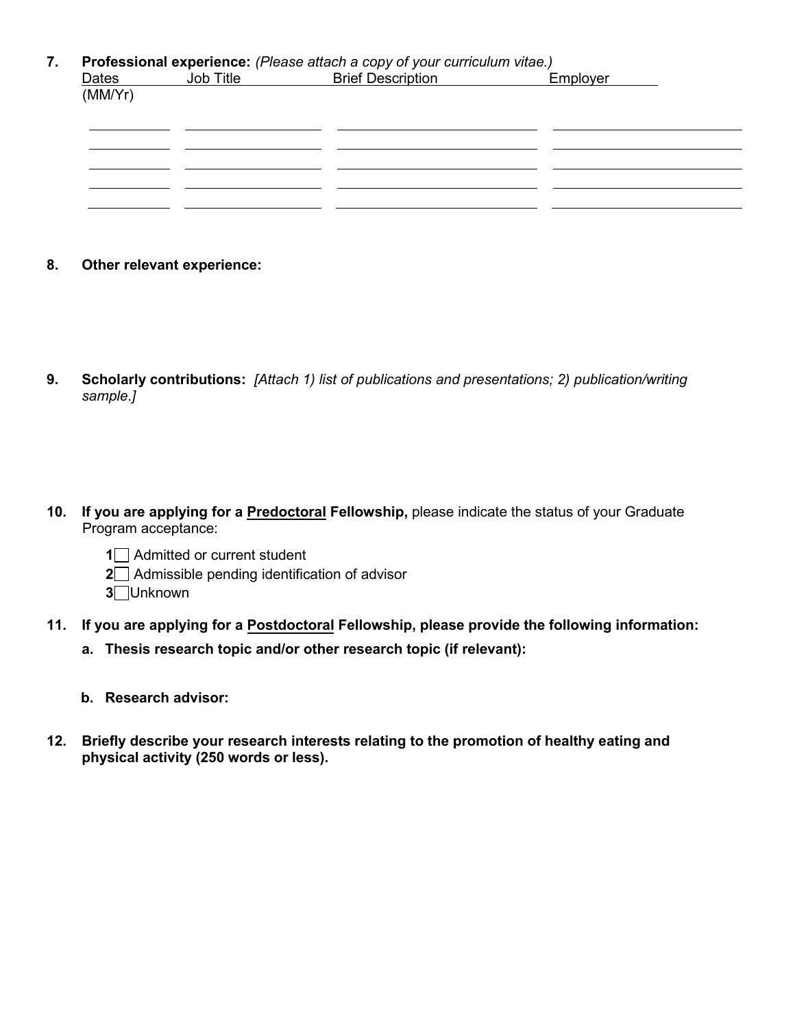**7. Professional experience:** *(Please attach a copy of your curriculum vitae.)*

| Dates (MM/Yr) | Job Title | Brief Description | Employer |
|---|---|---|---|
| | | | |
| | | | |
| | | | |
| | | | |
| | | | |

**8. Other relevant experience:**

**9. Scholarly contributions:** *[Attach 1) list of publications and presentations; 2) publication/writing sample.]*

**10. If you are applying for a <u>Predoctoral</u> Fellowship,** please indicate the status of your Graduate Program acceptance:

- **1** ☐ Admitted or current student
- **2** ☐ Admissible pending identification of advisor
- **3** ☐ Unknown

**11. If you are applying for a <u>Postdoctoral</u> Fellowship, please provide the following information:**

**a. Thesis research topic and/or other research topic (if relevant):**

**b. Research advisor:**

**12. Briefly describe your research interests relating to the promotion of healthy eating and physical activity (250 words or less).**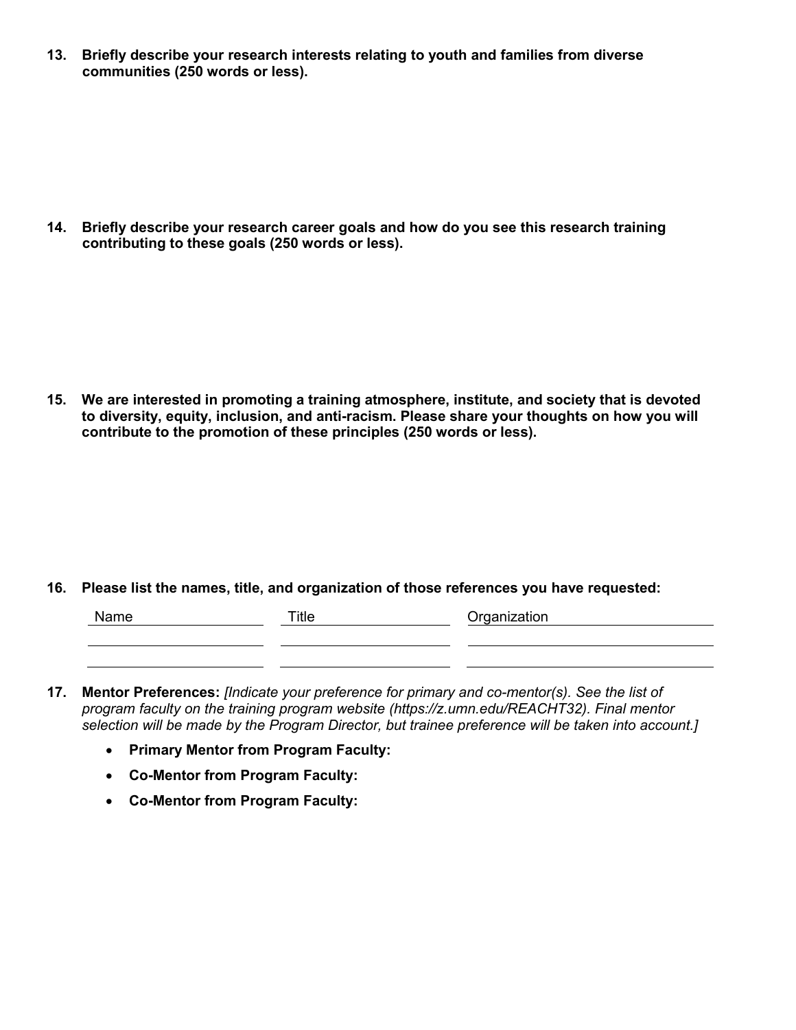**13. Briefly describe your research interests relating to youth and families from diverse communities (250 words or less).**

**14. Briefly describe your research career goals and how do you see this research training contributing to these goals (250 words or less).**

**15. We are interested in promoting a training atmosphere, institute, and society that is devoted to diversity, equity, inclusion, and anti-racism. Please share your thoughts on how you will contribute to the promotion of these principles (250 words or less).**

**16. Please list the names, title, and organization of those references you have requested:**

| Name | Title | Organization |
| --- | --- | --- |
| | | |
| | | |

**17. Mentor Preferences:** *[Indicate your preference for primary and co-mentor(s). See the list of program faculty on the training program website (https://z.umn.edu/REACHT32). Final mentor selection will be made by the Program Director, but trainee preference will be taken into account.]*

- **Primary Mentor from Program Faculty:**
- **Co-Mentor from Program Faculty:**
- **Co-Mentor from Program Faculty:**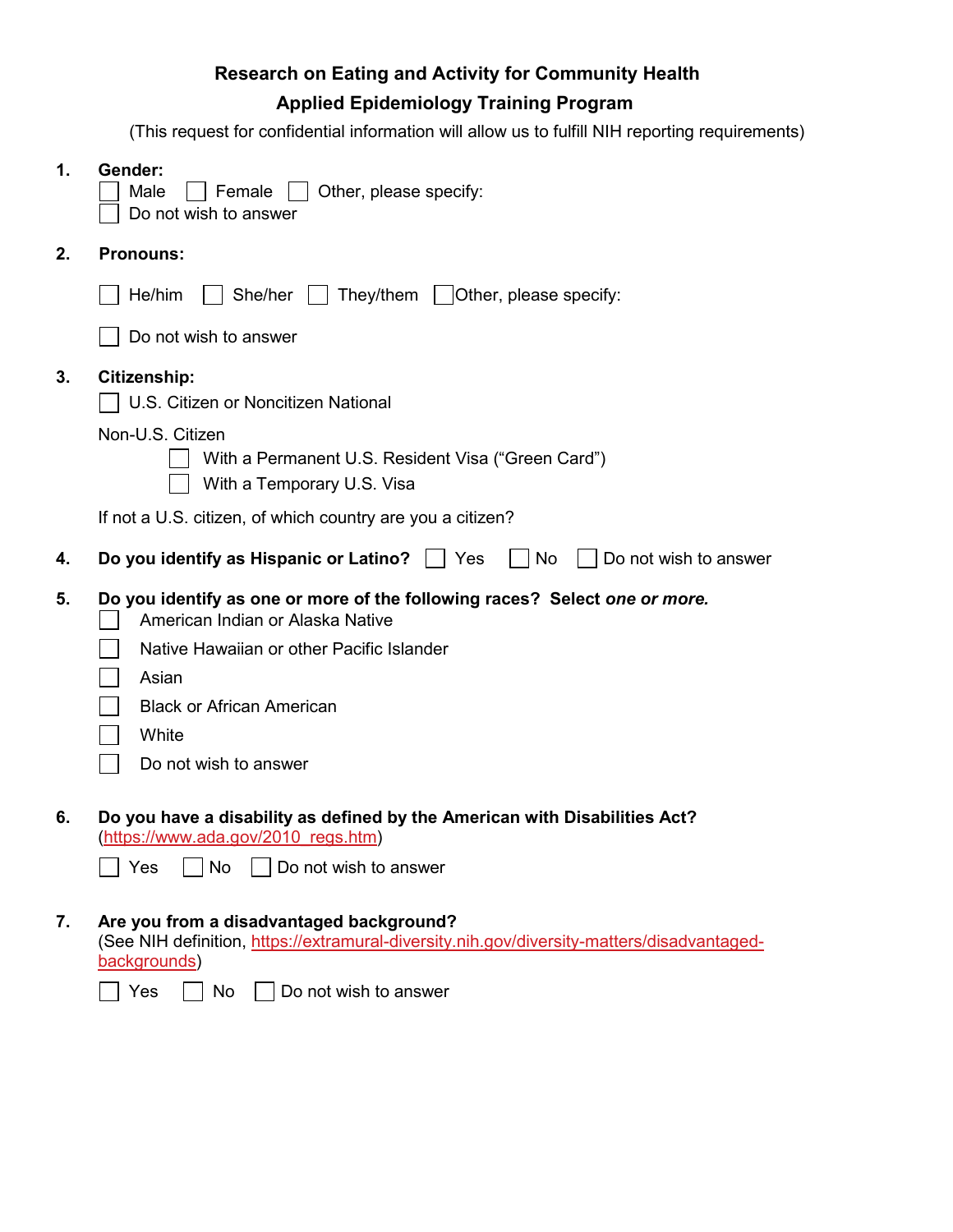**Research on Eating and Activity for Community Health**

**Applied Epidemiology Training Program**

(This request for confidential information will allow us to fulfill NIH reporting requirements)

1. **Gender:**
   - ☐ Male ☐ Female ☐ Other, please specify:
   - ☐ Do not wish to answer

2. **Pronouns:**
   - ☐ He/him ☐ She/her ☐ They/them ☐ Other, please specify:
   - ☐ Do not wish to answer

3. **Citizenship:**
   - ☐ U.S. Citizen or Noncitizen National

   Non-U.S. Citizen
   - ☐ With a Permanent U.S. Resident Visa ("Green Card")
   - ☐ With a Temporary U.S. Visa

   If not a U.S. citizen, of which country are you a citizen?

4. **Do you identify as Hispanic or Latino?** ☐ Yes ☐ No ☐ Do not wish to answer

5. **Do you identify as one or more of the following races? Select *one or more.***
   - ☐ American Indian or Alaska Native
   - ☐ Native Hawaiian or other Pacific Islander
   - ☐ Asian
   - ☐ Black or African American
   - ☐ White
   - ☐ Do not wish to answer

6. **Do you have a disability as defined by the American with Disabilities Act?**
   (https://www.ada.gov/2010_regs.htm)

   ☐ Yes ☐ No ☐ Do not wish to answer

7. **Are you from a disadvantaged background?**
   (See NIH definition, https://extramural-diversity.nih.gov/diversity-matters/disadvantaged-backgrounds)

   ☐ Yes ☐ No ☐ Do not wish to answer